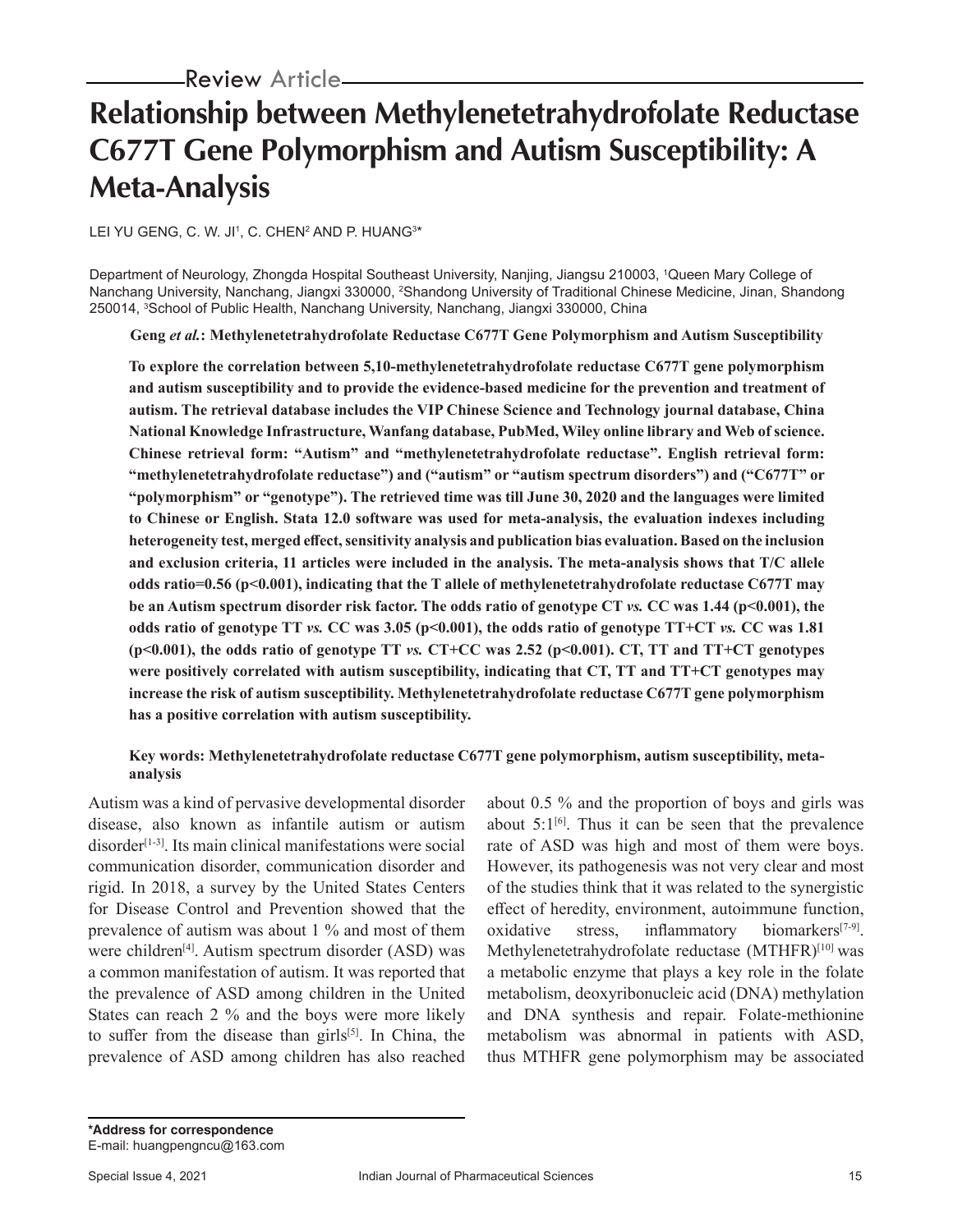Review Article

# Relationship between Methylenetetrahydrofolate Reductase C677T Gene Polymorphism and Autism Susceptibility: A Meta-Analysis

LEI YU GENG, C. W. JI[1], C. CHEN[2] AND P. HUANG[3]*

Department of Neurology, Zhongda Hospital Southeast University, Nanjing, Jiangsu 210003, [1]Queen Mary College of Nanchang University, Nanchang, Jiangxi 330000, [2]Shandong University of Traditional Chinese Medicine, Jinan, Shandong 250014, [3]School of Public Health, Nanchang University, Nanchang, Jiangxi 330000, China

**Geng *et al.*: Methylenetetrahydrofolate Reductase C677T Gene Polymorphism and Autism Susceptibility**

**To explore the correlation between 5,10-methylenetetrahydrofolate reductase C677T gene polymorphism and autism susceptibility and to provide the evidence-based medicine for the prevention and treatment of autism. The retrieval database includes the VIP Chinese Science and Technology journal database, China National Knowledge Infrastructure, Wanfang database, PubMed, Wiley online library and Web of science. Chinese retrieval form: "Autism" and "methylenetetrahydrofolate reductase". English retrieval form: "methylenetetrahydrofolate reductase") and ("autism" or "autism spectrum disorders") and ("C677T" or "polymorphism" or "genotype"). The retrieved time was till June 30, 2020 and the languages were limited to Chinese or English. Stata 12.0 software was used for meta-analysis, the evaluation indexes including heterogeneity test, merged effect, sensitivity analysis and publication bias evaluation. Based on the inclusion and exclusion criteria, 11 articles were included in the analysis. The meta-analysis shows that T/C allele odds ratio=0.56 ($p<0.001$), indicating that the T allele of methylenetetrahydrofolate reductase C677T may be an Autism spectrum disorder risk factor. The odds ratio of genotype CT *vs.* CC was 1.44 ($p<0.001$), the odds ratio of genotype TT *vs.* CC was 3.05 ($p<0.001$), the odds ratio of genotype TT+CT *vs.* CC was 1.81 ($p<0.001$), the odds ratio of genotype TT *vs.* CT+CC was 2.52 ($p<0.001$). CT, TT and TT+CT genotypes were positively correlated with autism susceptibility, indicating that CT, TT and TT+CT genotypes may increase the risk of autism susceptibility. Methylenetetrahydrofolate reductase C677T gene polymorphism has a positive correlation with autism susceptibility.**

**Key words: Methylenetetrahydrofolate reductase C677T gene polymorphism, autism susceptibility, meta-analysis**

Autism was a kind of pervasive developmental disorder disease, also known as infantile autism or autism disorder[1-3]. Its main clinical manifestations were social communication disorder, communication disorder and rigid. In 2018, a survey by the United States Centers for Disease Control and Prevention showed that the prevalence of autism was about 1 % and most of them were children[4]. Autism spectrum disorder (ASD) was a common manifestation of autism. It was reported that the prevalence of ASD among children in the United States can reach 2 % and the boys were more likely to suffer from the disease than girls[5]. In China, the prevalence of ASD among children has also reached about 0.5 % and the proportion of boys and girls was about 5:1[6]. Thus it can be seen that the prevalence rate of ASD was high and most of them were boys. However, its pathogenesis was not very clear and most of the studies think that it was related to the synergistic effect of heredity, environment, autoimmune function, oxidative stress, inflammatory biomarkers[7-9]. Methylenetetrahydrofolate reductase (MTHFR)[10] was a metabolic enzyme that plays a key role in the folate metabolism, deoxyribonucleic acid (DNA) methylation and DNA synthesis and repair. Folate-methionine metabolism was abnormal in patients with ASD, thus MTHFR gene polymorphism may be associated

**\*Address for correspondence**
E-mail: huangpengncu@163.com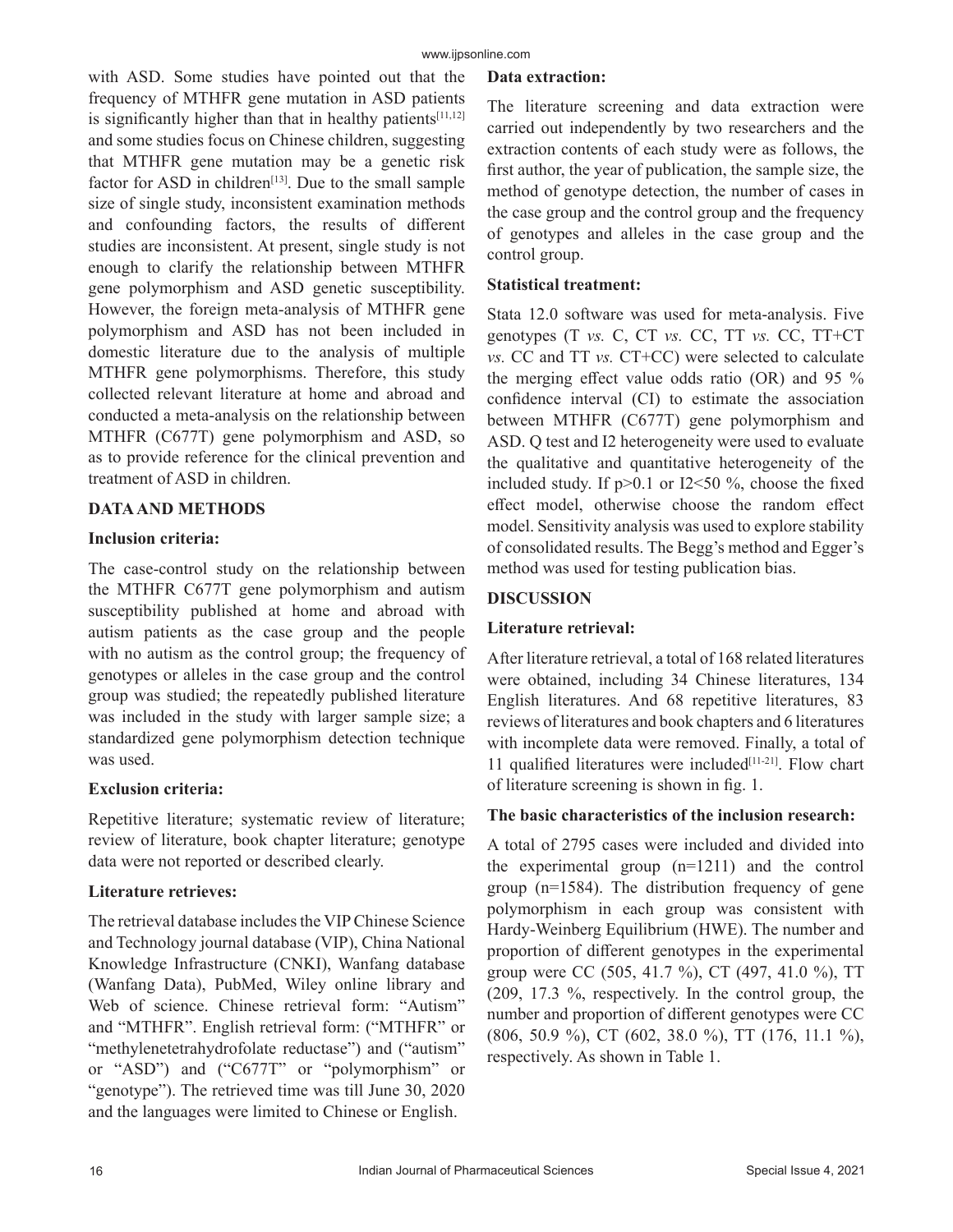with ASD. Some studies have pointed out that the frequency of MTHFR gene mutation in ASD patients is significantly higher than that in healthy patients[11,12] and some studies focus on Chinese children, suggesting that MTHFR gene mutation may be a genetic risk factor for ASD in children[13]. Due to the small sample size of single study, inconsistent examination methods and confounding factors, the results of different studies are inconsistent. At present, single study is not enough to clarify the relationship between MTHFR gene polymorphism and ASD genetic susceptibility. However, the foreign meta-analysis of MTHFR gene polymorphism and ASD has not been included in domestic literature due to the analysis of multiple MTHFR gene polymorphisms. Therefore, this study collected relevant literature at home and abroad and conducted a meta-analysis on the relationship between MTHFR (C677T) gene polymorphism and ASD, so as to provide reference for the clinical prevention and treatment of ASD in children.

## DATA AND METHODS

### Inclusion criteria:

The case-control study on the relationship between the MTHFR C677T gene polymorphism and autism susceptibility published at home and abroad with autism patients as the case group and the people with no autism as the control group; the frequency of genotypes or alleles in the case group and the control group was studied; the repeatedly published literature was included in the study with larger sample size; a standardized gene polymorphism detection technique was used.

### Exclusion criteria:

Repetitive literature; systematic review of literature; review of literature, book chapter literature; genotype data were not reported or described clearly.

### Literature retrieves:

The retrieval database includes the VIP Chinese Science and Technology journal database (VIP), China National Knowledge Infrastructure (CNKI), Wanfang database (Wanfang Data), PubMed, Wiley online library and Web of science. Chinese retrieval form: "Autism" and "MTHFR". English retrieval form: ("MTHFR" or "methylenetetrahydrofolate reductase") and ("autism" or "ASD") and ("C677T" or "polymorphism" or "genotype"). The retrieved time was till June 30, 2020 and the languages were limited to Chinese or English.

### Data extraction:

The literature screening and data extraction were carried out independently by two researchers and the extraction contents of each study were as follows, the first author, the year of publication, the sample size, the method of genotype detection, the number of cases in the case group and the control group and the frequency of genotypes and alleles in the case group and the control group.

### Statistical treatment:

Stata 12.0 software was used for meta-analysis. Five genotypes (T *vs.* C, CT *vs.* CC, TT *vs.* CC, TT+CT *vs.* CC and TT *vs.* CT+CC) were selected to calculate the merging effect value odds ratio (OR) and 95 % confidence interval (CI) to estimate the association between MTHFR (C677T) gene polymorphism and ASD. Q test and I2 heterogeneity were used to evaluate the qualitative and quantitative heterogeneity of the included study. If $p>0.1$ or I2<50 %, choose the fixed effect model, otherwise choose the random effect model. Sensitivity analysis was used to explore stability of consolidated results. The Begg's method and Egger's method was used for testing publication bias.

## DISCUSSION

### Literature retrieval:

After literature retrieval, a total of 168 related literatures were obtained, including 34 Chinese literatures, 134 English literatures. And 68 repetitive literatures, 83 reviews of literatures and book chapters and 6 literatures with incomplete data were removed. Finally, a total of 11 qualified literatures were included[11-21]. Flow chart of literature screening is shown in fig. 1.

### The basic characteristics of the inclusion research:

A total of 2795 cases were included and divided into the experimental group (n=1211) and the control group (n=1584). The distribution frequency of gene polymorphism in each group was consistent with Hardy-Weinberg Equilibrium (HWE). The number and proportion of different genotypes in the experimental group were CC (505, 41.7 %), CT (497, 41.0 %), TT (209, 17.3 %, respectively. In the control group, the number and proportion of different genotypes were CC (806, 50.9 %), CT (602, 38.0 %), TT (176, 11.1 %), respectively. As shown in Table 1.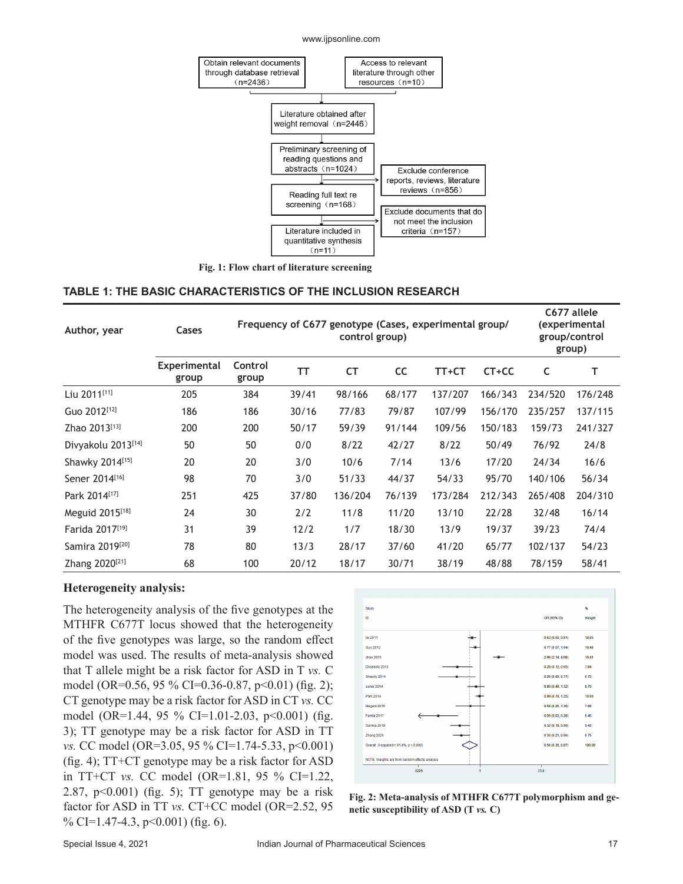Fig. 1: Flow chart of literature screening

**TABLE 1: THE BASIC CHARACTERISTICS OF THE INCLUSION RESEARCH**

| Author, year | Cases | | Frequency of C677 genotype (Cases, experimental group/ control group) | | | | | C677 allele (experimental group/control group) | |
|---|---|---|---|---|---|---|---|---|---|
| | Experimental group | Control group | TT | CT | CC | TT+CT | CT+CC | C | T |
| Liu 2011[11] | 205 | 384 | 39/41 | 98/166 | 68/177 | 137/207 | 166/343 | 234/520 | 176/248 |
| Guo 2012[12] | 186 | 186 | 30/16 | 77/83 | 79/87 | 107/99 | 156/170 | 235/257 | 137/115 |
| Zhao 2013[13] | 200 | 200 | 50/17 | 59/39 | 91/144 | 109/56 | 150/183 | 159/73 | 241/327 |
| Divyakolu 2013[14] | 50 | 50 | 0/0 | 8/22 | 42/27 | 8/22 | 50/49 | 76/92 | 24/8 |
| Shawky 2014[15] | 20 | 20 | 3/0 | 10/6 | 7/14 | 13/6 | 17/20 | 24/34 | 16/6 |
| Sener 2014[16] | 98 | 70 | 3/0 | 51/33 | 44/37 | 54/33 | 95/70 | 140/106 | 56/34 |
| Park 2014[17] | 251 | 425 | 37/80 | 136/204 | 76/139 | 173/284 | 212/343 | 265/408 | 204/310 |
| Meguid 2015[18] | 24 | 30 | 2/2 | 11/8 | 11/20 | 13/10 | 22/28 | 32/48 | 16/14 |
| Farida 2017[19] | 31 | 39 | 12/2 | 1/7 | 18/30 | 13/9 | 19/37 | 39/23 | 74/4 |
| Samira 2019[20] | 78 | 80 | 13/3 | 28/17 | 37/60 | 41/20 | 65/77 | 102/137 | 54/23 |
| Zhang 2020[21] | 68 | 100 | 20/12 | 18/17 | 30/71 | 38/19 | 48/88 | 78/159 | 58/41 |

**Heterogeneity analysis:**

The heterogeneity analysis of the five genotypes at the MTHFR C677T locus showed that the heterogeneity of the five genotypes was large, so the random effect model was used. The results of meta-analysis showed that T allele might be a risk factor for ASD in T *vs.* C model (OR=0.56, 95 % CI=0.36-0.87, $p<0.01$) (fig. 2); CT genotype may be a risk factor for ASD in CT *vs.* CC model (OR=1.44, 95 % CI=1.01-2.03, $p<0.001$) (fig. 3); TT genotype may be a risk factor for ASD in TT *vs.* CC model (OR=3.05, 95 % CI=1.74-5.33, $p<0.001$) (fig. 4); TT+CT genotype may be a risk factor for ASD in TT+CT *vs.* CC model (OR=1.81, 95 % CI=1.22, 2.87, $p<0.001$) (fig. 5); TT genotype may be a risk factor for ASD in TT *vs.* CT+CC model (OR=2.52, 95 % CI=1.47-4.3, $p<0.001$) (fig. 6).

Fig. 2: Meta-analysis of MTHFR C677T polymorphism and genetic susceptibility of ASD (T *vs.* C)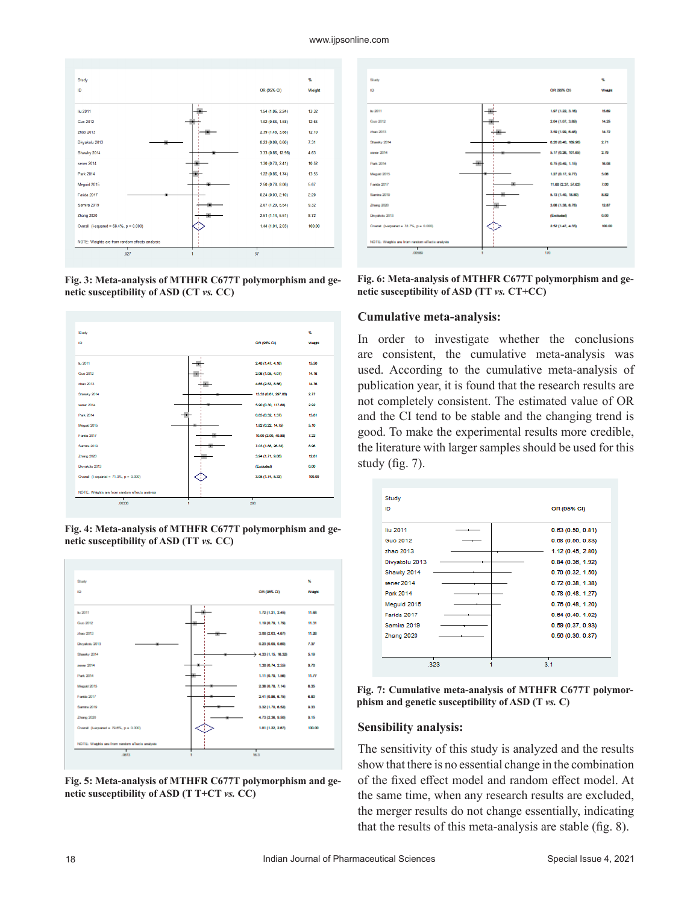Fig. 3: Meta-analysis of MTHFR C677T polymorphism and genetic susceptibility of ASD (CT *vs.* CC)

Fig. 4: Meta-analysis of MTHFR C677T polymorphism and genetic susceptibility of ASD (TT *vs.* CC)

Fig. 5: Meta-analysis of MTHFR C677T polymorphism and genetic susceptibility of ASD (T T+CT *vs.* CC)

Fig. 6: Meta-analysis of MTHFR C677T polymorphism and genetic susceptibility of ASD (TT *vs.* CT+CC)

## Cumulative meta-analysis:

In order to investigate whether the conclusions are consistent, the cumulative meta-analysis was used. According to the cumulative meta-analysis of publication year, it is found that the research results are not completely consistent. The estimated value of OR and the CI tend to be stable and the changing trend is good. To make the experimental results more credible, the literature with larger samples should be used for this study (fig. 7).

Fig. 7: Cumulative meta-analysis of MTHFR C677T polymorphism and genetic susceptibility of ASD (T *vs.* C)

## Sensibility analysis:

The sensitivity of this study is analyzed and the results show that there is no essential change in the combination of the fixed effect model and random effect model. At the same time, when any research results are excluded, the merger results do not change essentially, indicating that the results of this meta-analysis are stable (fig. 8).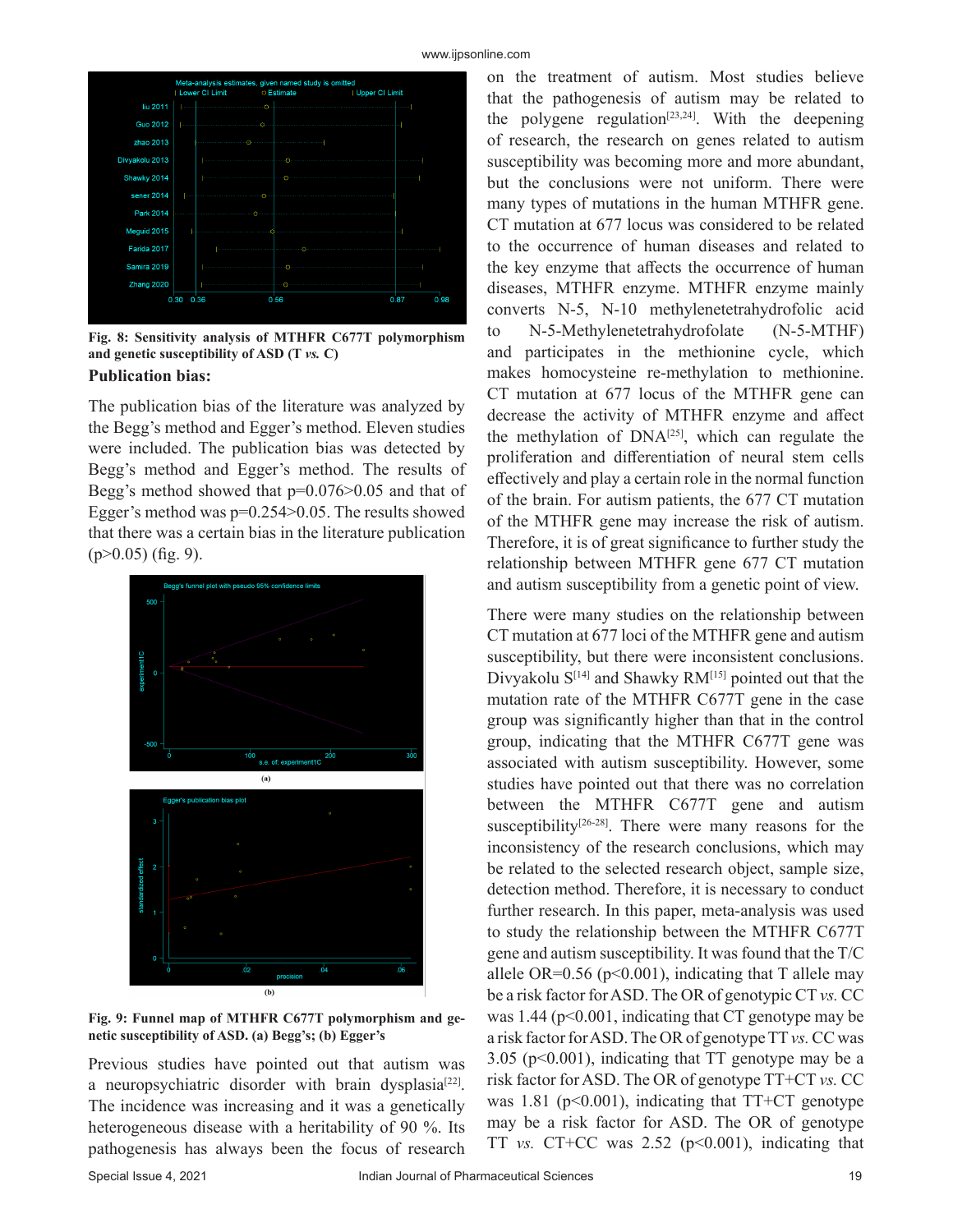Fig. 8: Sensitivity analysis of MTHFR C677T polymorphism and genetic susceptibility of ASD (T *vs.* C)

**Publication bias:**

The publication bias of the literature was analyzed by the Begg's method and Egger's method. Eleven studies were included. The publication bias was detected by Begg's method and Egger's method. The results of Begg's method showed that p=0.076>0.05 and that of Egger's method was p=0.254>0.05. The results showed that there was a certain bias in the literature publication (p>0.05) (fig. 9).

Fig. 9: Funnel map of MTHFR C677T polymorphism and genetic susceptibility of ASD. (a) Begg's; (b) Egger's

Previous studies have pointed out that autism was a neuropsychiatric disorder with brain dysplasia[22]. The incidence was increasing and it was a genetically heterogeneous disease with a heritability of 90 %. Its pathogenesis has always been the focus of research on the treatment of autism. Most studies believe that the pathogenesis of autism may be related to the polygene regulation[23,24]. With the deepening of research, the research on genes related to autism susceptibility was becoming more and more abundant, but the conclusions were not uniform. There were many types of mutations in the human MTHFR gene. CT mutation at 677 locus was considered to be related to the occurrence of human diseases and related to the key enzyme that affects the occurrence of human diseases, MTHFR enzyme. MTHFR enzyme mainly converts N-5, N-10 methylenetetrahydrofolic acid to N-5-Methylenetetrahydrofolate (N-5-MTHF) and participates in the methionine cycle, which makes homocysteine re-methylation to methionine. CT mutation at 677 locus of the MTHFR gene can decrease the activity of MTHFR enzyme and affect the methylation of DNA[25], which can regulate the proliferation and differentiation of neural stem cells effectively and play a certain role in the normal function of the brain. For autism patients, the 677 CT mutation of the MTHFR gene may increase the risk of autism. Therefore, it is of great significance to further study the relationship between MTHFR gene 677 CT mutation and autism susceptibility from a genetic point of view.

There were many studies on the relationship between CT mutation at 677 loci of the MTHFR gene and autism susceptibility, but there were inconsistent conclusions. Divyakolu S[14] and Shawky RM[15] pointed out that the mutation rate of the MTHFR C677T gene in the case group was significantly higher than that in the control group, indicating that the MTHFR C677T gene was associated with autism susceptibility. However, some studies have pointed out that there was no correlation between the MTHFR C677T gene and autism susceptibility[26-28]. There were many reasons for the inconsistency of the research conclusions, which may be related to the selected research object, sample size, detection method. Therefore, it is necessary to conduct further research. In this paper, meta-analysis was used to study the relationship between the MTHFR C677T gene and autism susceptibility. It was found that the T/C allele OR=0.56 (p<0.001), indicating that T allele may be a risk factor for ASD. The OR of genotypic CT *vs.* CC was 1.44 (p<0.001, indicating that CT genotype may be a risk factor for ASD. The OR of genotype TT *vs.* CC was 3.05 (p<0.001), indicating that TT genotype may be a risk factor for ASD. The OR of genotype TT+CT *vs.* CC was 1.81 (p<0.001), indicating that TT+CT genotype may be a risk factor for ASD. The OR of genotype TT *vs.* CT+CC was 2.52 (p<0.001), indicating that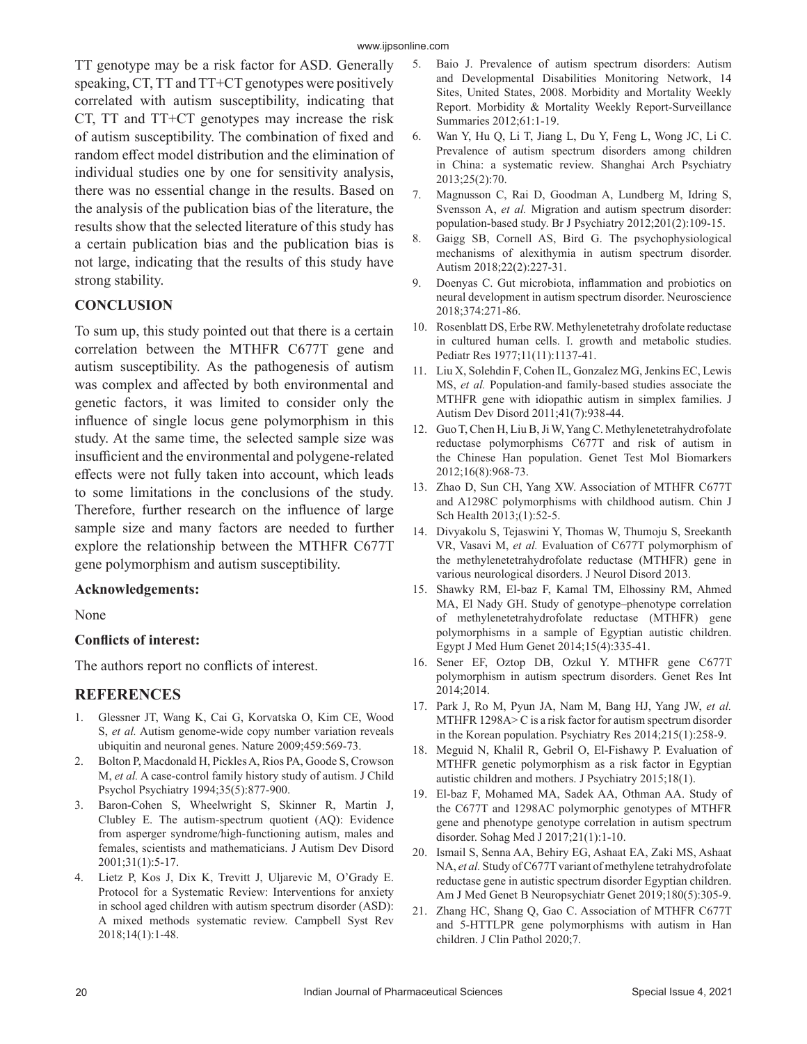TT genotype may be a risk factor for ASD. Generally speaking, CT, TT and TT+CT genotypes were positively correlated with autism susceptibility, indicating that CT, TT and TT+CT genotypes may increase the risk of autism susceptibility. The combination of fixed and random effect model distribution and the elimination of individual studies one by one for sensitivity analysis, there was no essential change in the results. Based on the analysis of the publication bias of the literature, the results show that the selected literature of this study has a certain publication bias and the publication bias is not large, indicating that the results of this study have strong stability.

## CONCLUSION

To sum up, this study pointed out that there is a certain correlation between the MTHFR C677T gene and autism susceptibility. As the pathogenesis of autism was complex and affected by both environmental and genetic factors, it was limited to consider only the influence of single locus gene polymorphism in this study. At the same time, the selected sample size was insufficient and the environmental and polygene-related effects were not fully taken into account, which leads to some limitations in the conclusions of the study. Therefore, further research on the influence of large sample size and many factors are needed to further explore the relationship between the MTHFR C677T gene polymorphism and autism susceptibility.

### Acknowledgements:

None

### Conflicts of interest:

The authors report no conflicts of interest.

## REFERENCES

1. Glessner JT, Wang K, Cai G, Korvatska O, Kim CE, Wood S, *et al.* Autism genome-wide copy number variation reveals ubiquitin and neuronal genes. Nature 2009;459:569-73.
2. Bolton P, Macdonald H, Pickles A, Rios PA, Goode S, Crowson M, *et al.* A case-control family history study of autism. J Child Psychol Psychiatry 1994;35(5):877-900.
3. Baron-Cohen S, Wheelwright S, Skinner R, Martin J, Clubley E. The autism-spectrum quotient (AQ): Evidence from asperger syndrome/high-functioning autism, males and females, scientists and mathematicians. J Autism Dev Disord 2001;31(1):5-17.
4. Lietz P, Kos J, Dix K, Trevitt J, Uljarevic M, O'Grady E. Protocol for a Systematic Review: Interventions for anxiety in school aged children with autism spectrum disorder (ASD): A mixed methods systematic review. Campbell Syst Rev 2018;14(1):1-48.
5. Baio J. Prevalence of autism spectrum disorders: Autism and Developmental Disabilities Monitoring Network, 14 Sites, United States, 2008. Morbidity and Mortality Weekly Report. Morbidity & Mortality Weekly Report-Surveillance Summaries 2012;61:1-19.
6. Wan Y, Hu Q, Li T, Jiang L, Du Y, Feng L, Wong JC, Li C. Prevalence of autism spectrum disorders among children in China: a systematic review. Shanghai Arch Psychiatry 2013;25(2):70.
7. Magnusson C, Rai D, Goodman A, Lundberg M, Idring S, Svensson A, *et al.* Migration and autism spectrum disorder: population-based study. Br J Psychiatry 2012;201(2):109-15.
8. Gaigg SB, Cornell AS, Bird G. The psychophysiological mechanisms of alexithymia in autism spectrum disorder. Autism 2018;22(2):227-31.
9. Doenyas C. Gut microbiota, inflammation and probiotics on neural development in autism spectrum disorder. Neuroscience 2018;374:271-86.
10. Rosenblatt DS, Erbe RW. Methylenetetrahy drofolate reductase in cultured human cells. I. growth and metabolic studies. Pediatr Res 1977;11(11):1137-41.
11. Liu X, Solehdin F, Cohen IL, Gonzalez MG, Jenkins EC, Lewis MS, *et al.* Population-and family-based studies associate the MTHFR gene with idiopathic autism in simplex families. J Autism Dev Disord 2011;41(7):938-44.
12. Guo T, Chen H, Liu B, Ji W, Yang C. Methylenetetrahydrofolate reductase polymorphisms C677T and risk of autism in the Chinese Han population. Genet Test Mol Biomarkers 2012;16(8):968-73.
13. Zhao D, Sun CH, Yang XW. Association of MTHFR C677T and A1298C polymorphisms with childhood autism. Chin J Sch Health 2013;(1):52-5.
14. Divyakolu S, Tejaswini Y, Thomas W, Thumoju S, Sreekanth VR, Vasavi M, *et al.* Evaluation of C677T polymorphism of the methylenetetrahydrofolate reductase (MTHFR) gene in various neurological disorders. J Neurol Disord 2013.
15. Shawky RM, El-baz F, Kamal TM, Elhossiny RM, Ahmed MA, El Nady GH. Study of genotype–phenotype correlation of methylenetetrahydrofolate reductase (MTHFR) gene polymorphisms in a sample of Egyptian autistic children. Egypt J Med Hum Genet 2014;15(4):335-41.
16. Sener EF, Oztop DB, Ozkul Y. MTHFR gene C677T polymorphism in autism spectrum disorders. Genet Res Int 2014;2014.
17. Park J, Ro M, Pyun JA, Nam M, Bang HJ, Yang JW, *et al.* MTHFR 1298A> C is a risk factor for autism spectrum disorder in the Korean population. Psychiatry Res 2014;215(1):258-9.
18. Meguid N, Khalil R, Gebril O, El-Fishawy P. Evaluation of MTHFR genetic polymorphism as a risk factor in Egyptian autistic children and mothers. J Psychiatry 2015;18(1).
19. El-baz F, Mohamed MA, Sadek AA, Othman AA. Study of the C677T and 1298AC polymorphic genotypes of MTHFR gene and phenotype genotype correlation in autism spectrum disorder. Sohag Med J 2017;21(1):1-10.
20. Ismail S, Senna AA, Behiry EG, Ashaat EA, Zaki MS, Ashaat NA, *et al.* Study of C677T variant of methylene tetrahydrofolate reductase gene in autistic spectrum disorder Egyptian children. Am J Med Genet B Neuropsychiatr Genet 2019;180(5):305-9.
21. Zhang HC, Shang Q, Gao C. Association of MTHFR C677T and 5-HTTLPR gene polymorphisms with autism in Han children. J Clin Pathol 2020;7.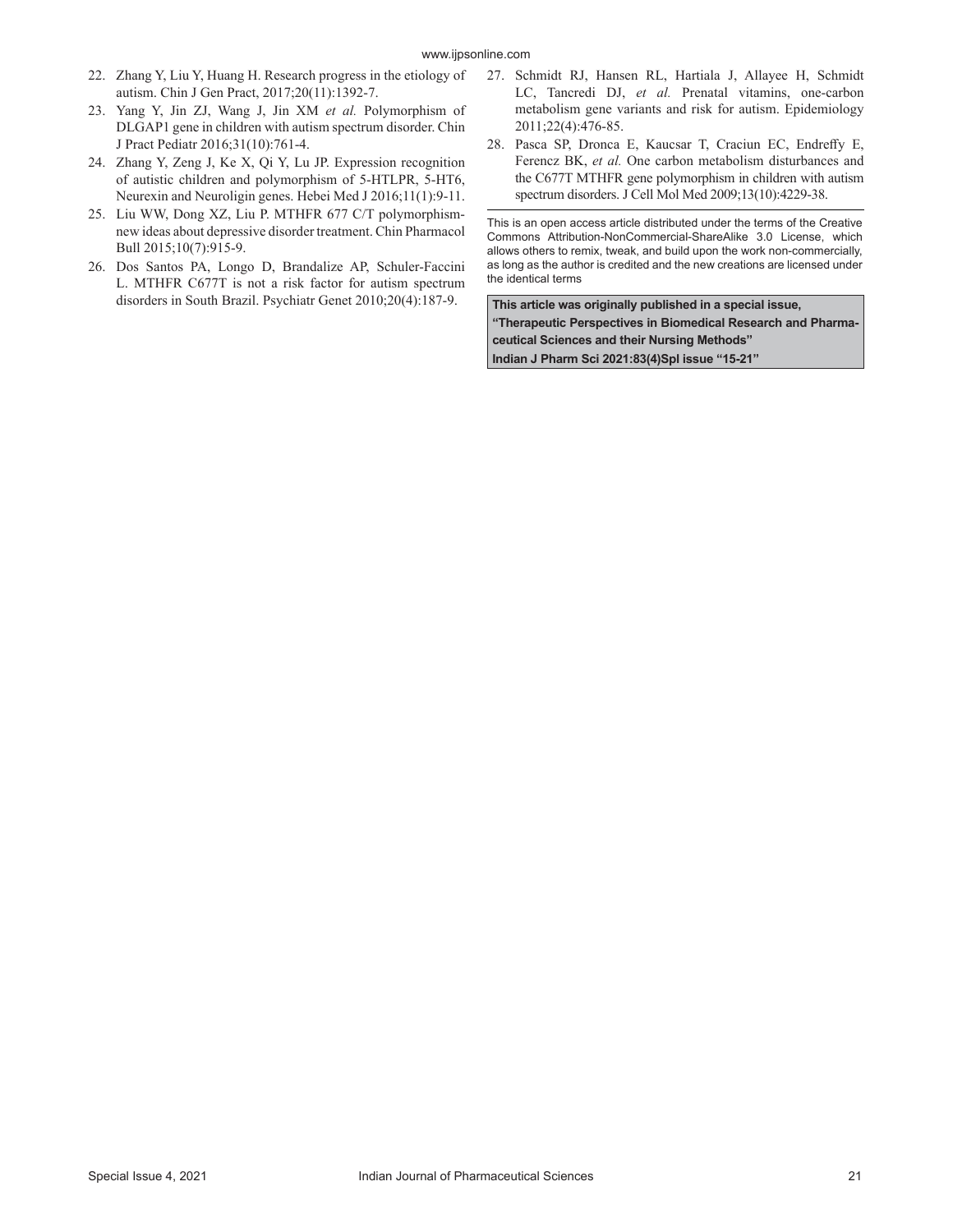22. Zhang Y, Liu Y, Huang H. Research progress in the etiology of autism. Chin J Gen Pract, 2017;20(11):1392-7.
23. Yang Y, Jin ZJ, Wang J, Jin XM *et al.* Polymorphism of DLGAP1 gene in children with autism spectrum disorder. Chin J Pract Pediatr 2016;31(10):761-4.
24. Zhang Y, Zeng J, Ke X, Qi Y, Lu JP. Expression recognition of autistic children and polymorphism of 5-HTLPR, 5-HT6, Neurexin and Neuroligin genes. Hebei Med J 2016;11(1):9-11.
25. Liu WW, Dong XZ, Liu P. MTHFR 677 C/T polymorphism-new ideas about depressive disorder treatment. Chin Pharmacol Bull 2015;10(7):915-9.
26. Dos Santos PA, Longo D, Brandalize AP, Schuler-Faccini L. MTHFR C677T is not a risk factor for autism spectrum disorders in South Brazil. Psychiatr Genet 2010;20(4):187-9.
27. Schmidt RJ, Hansen RL, Hartiala J, Allayee H, Schmidt LC, Tancredi DJ, *et al.* Prenatal vitamins, one-carbon metabolism gene variants and risk for autism. Epidemiology 2011;22(4):476-85.
28. Pasca SP, Dronca E, Kaucsar T, Craciun EC, Endreffy E, Ferencz BK, *et al.* One carbon metabolism disturbances and the C677T MTHFR gene polymorphism in children with autism spectrum disorders. J Cell Mol Med 2009;13(10):4229-38.

This is an open access article distributed under the terms of the Creative Commons Attribution-NonCommercial-ShareAlike 3.0 License, which allows others to remix, tweak, and build upon the work non-commercially, as long as the author is credited and the new creations are licensed under the identical terms

**This article was originally published in a special issue, "Therapeutic Perspectives in Biomedical Research and Pharmaceutical Sciences and their Nursing Methods"**
**Indian J Pharm Sci 2021:83(4)Spl issue "15-21"**